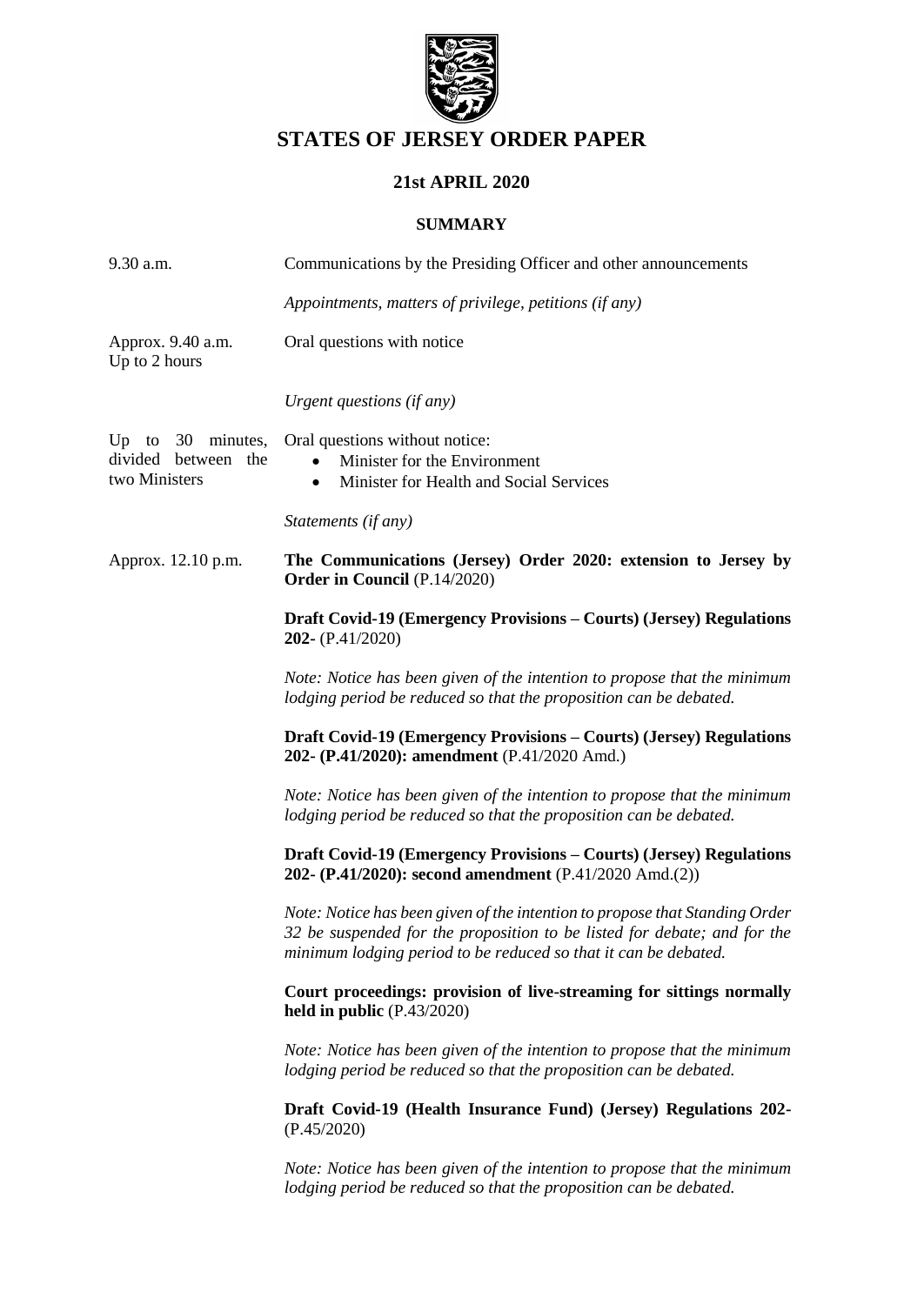# STATES OF JERSEY ORDER PAPER

## 21st APRIL 2020

### SUMMARY

| | |
|---|---|
| 9.30 a.m. | Communications by the Presiding Officer and other announcements |
| | *Appointments, matters of privilege, petitions (if any)* |
| Approx. 9.40 a.m. Up to 2 hours | Oral questions with notice |
| | *Urgent questions (if any)* |
| Up to 30 minutes, divided between the two Ministers | Oral questions without notice: <br>• Minister for the Environment <br>• Minister for Health and Social Services |
| | *Statements (if any)* |
| Approx. 12.10 p.m. | **The Communications (Jersey) Order 2020: extension to Jersey by Order in Council** (P.14/2020) |

**Draft Covid-19 (Emergency Provisions – Courts) (Jersey) Regulations 202-** (P.41/2020)

*Note: Notice has been given of the intention to propose that the minimum lodging period be reduced so that the proposition can be debated.*

**Draft Covid-19 (Emergency Provisions – Courts) (Jersey) Regulations 202- (P.41/2020): amendment** (P.41/2020 Amd.)

*Note: Notice has been given of the intention to propose that the minimum lodging period be reduced so that the proposition can be debated.*

**Draft Covid-19 (Emergency Provisions – Courts) (Jersey) Regulations 202- (P.41/2020): second amendment** (P.41/2020 Amd.(2))

*Note: Notice has been given of the intention to propose that Standing Order 32 be suspended for the proposition to be listed for debate; and for the minimum lodging period to be reduced so that it can be debated.*

**Court proceedings: provision of live-streaming for sittings normally held in public** (P.43/2020)

*Note: Notice has been given of the intention to propose that the minimum lodging period be reduced so that the proposition can be debated.*

**Draft Covid-19 (Health Insurance Fund) (Jersey) Regulations 202-** (P.45/2020)

*Note: Notice has been given of the intention to propose that the minimum lodging period be reduced so that the proposition can be debated.*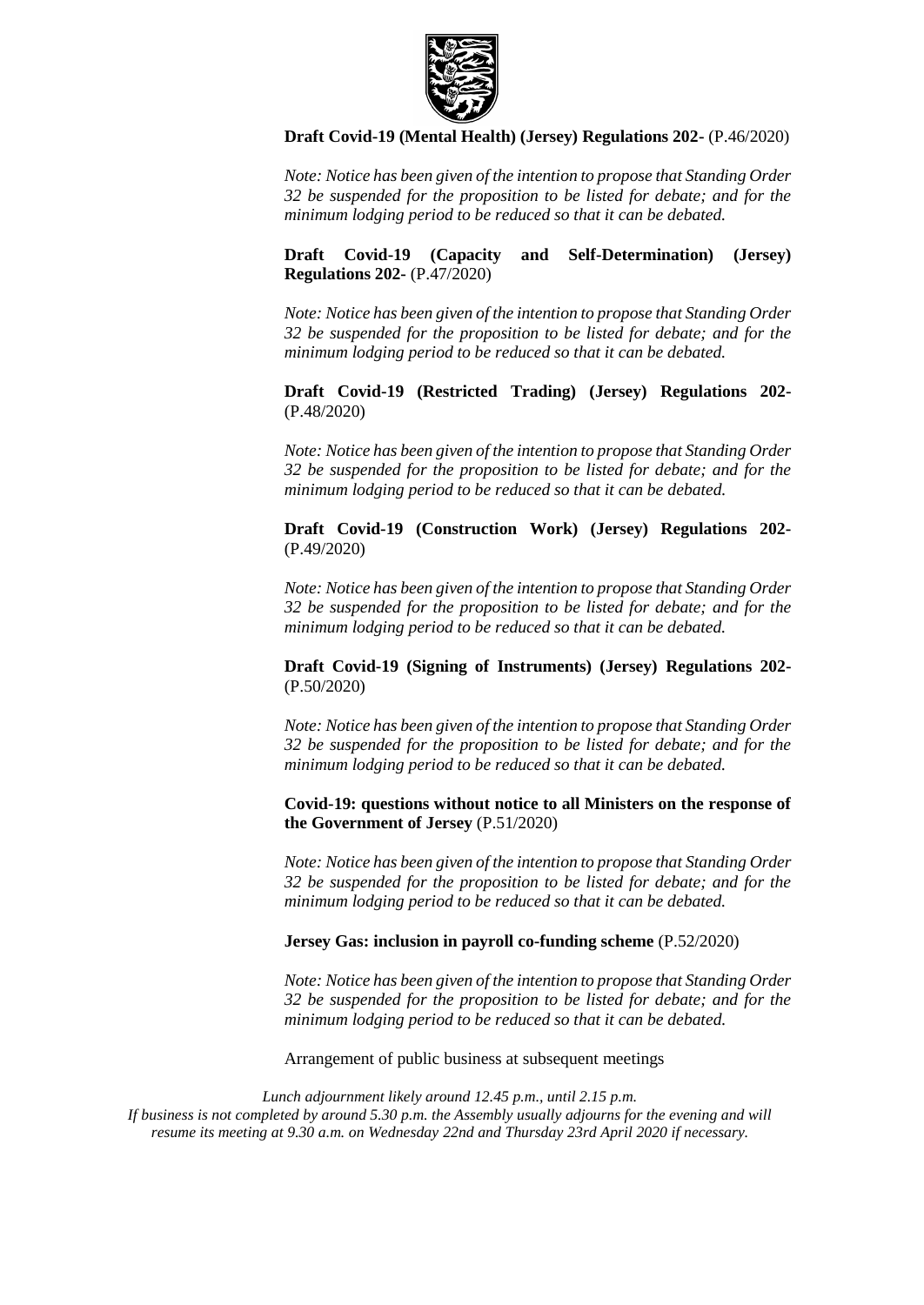**Draft Covid-19 (Mental Health) (Jersey) Regulations 202-** (P.46/2020)

*Note: Notice has been given of the intention to propose that Standing Order 32 be suspended for the proposition to be listed for debate; and for the minimum lodging period to be reduced so that it can be debated.*

**Draft Covid-19 (Capacity and Self-Determination) (Jersey) Regulations 202-** (P.47/2020)

*Note: Notice has been given of the intention to propose that Standing Order 32 be suspended for the proposition to be listed for debate; and for the minimum lodging period to be reduced so that it can be debated.*

**Draft Covid-19 (Restricted Trading) (Jersey) Regulations 202-** (P.48/2020)

*Note: Notice has been given of the intention to propose that Standing Order 32 be suspended for the proposition to be listed for debate; and for the minimum lodging period to be reduced so that it can be debated.*

**Draft Covid-19 (Construction Work) (Jersey) Regulations 202-** (P.49/2020)

*Note: Notice has been given of the intention to propose that Standing Order 32 be suspended for the proposition to be listed for debate; and for the minimum lodging period to be reduced so that it can be debated.*

**Draft Covid-19 (Signing of Instruments) (Jersey) Regulations 202-** (P.50/2020)

*Note: Notice has been given of the intention to propose that Standing Order 32 be suspended for the proposition to be listed for debate; and for the minimum lodging period to be reduced so that it can be debated.*

**Covid-19: questions without notice to all Ministers on the response of the Government of Jersey** (P.51/2020)

*Note: Notice has been given of the intention to propose that Standing Order 32 be suspended for the proposition to be listed for debate; and for the minimum lodging period to be reduced so that it can be debated.*

**Jersey Gas: inclusion in payroll co-funding scheme** (P.52/2020)

*Note: Notice has been given of the intention to propose that Standing Order 32 be suspended for the proposition to be listed for debate; and for the minimum lodging period to be reduced so that it can be debated.*

Arrangement of public business at subsequent meetings

*Lunch adjournment likely around 12.45 p.m., until 2.15 p.m.*
*If business is not completed by around 5.30 p.m. the Assembly usually adjourns for the evening and will resume its meeting at 9.30 a.m. on Wednesday 22nd and Thursday 23rd April 2020 if necessary.*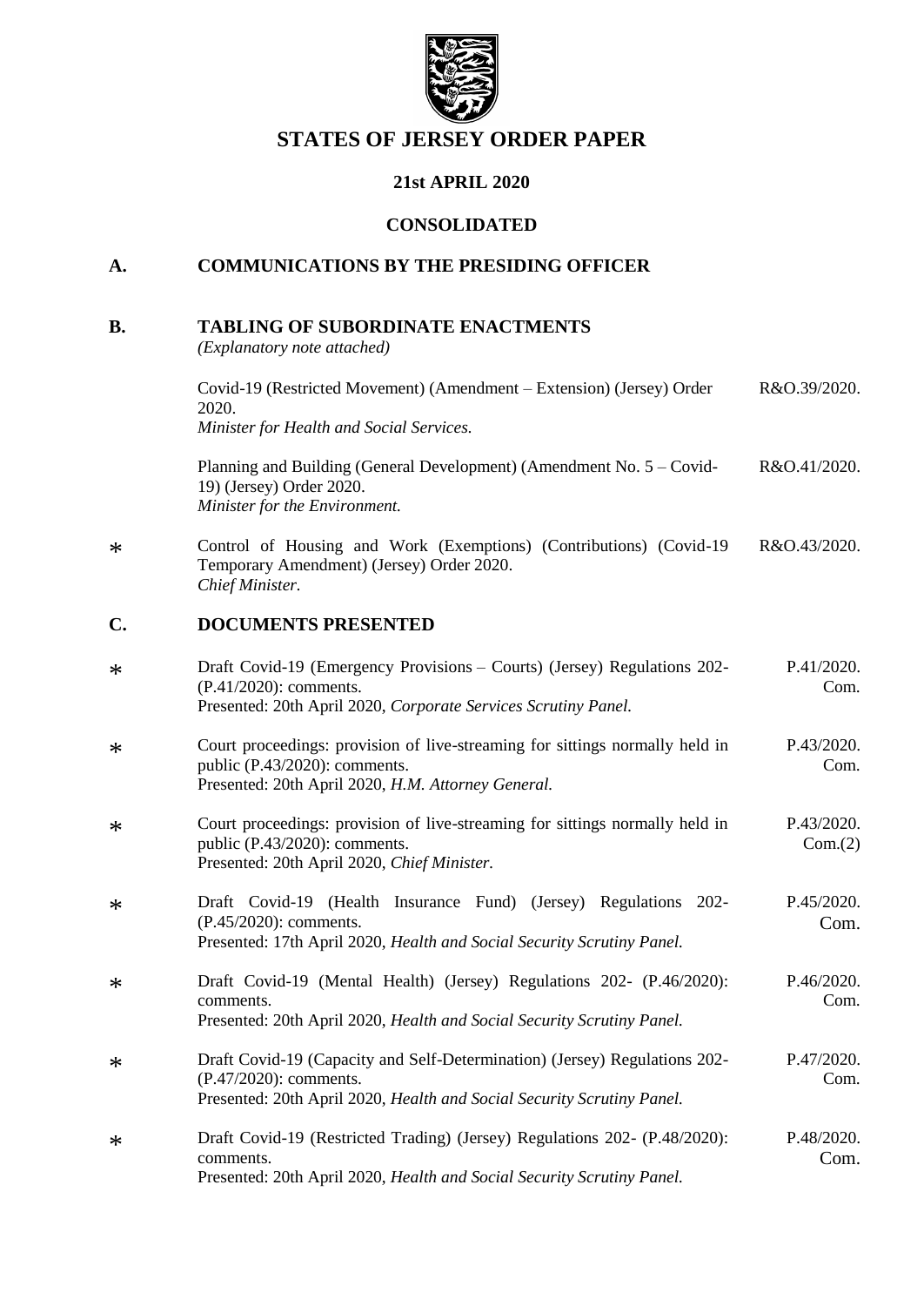# STATES OF JERSEY ORDER PAPER

## 21st APRIL 2020

## CONSOLIDATED

## A. COMMUNICATIONS BY THE PRESIDING OFFICER

## B. TABLING OF SUBORDINATE ENACTMENTS

*(Explanatory note attached)*

| | | |
|---|---|---|
| | Covid-19 (Restricted Movement) (Amendment – Extension) (Jersey) Order 2020. *Minister for Health and Social Services.* | R&O.39/2020. |
| | Planning and Building (General Development) (Amendment No. 5 – Covid-19) (Jersey) Order 2020. *Minister for the Environment.* | R&O.41/2020. |
| * | Control of Housing and Work (Exemptions) (Contributions) (Covid-19 Temporary Amendment) (Jersey) Order 2020. *Chief Minister.* | R&O.43/2020. |

## C. DOCUMENTS PRESENTED

| | | |
|---|---|---|
| * | Draft Covid-19 (Emergency Provisions – Courts) (Jersey) Regulations 202- (P.41/2020): comments. Presented: 20th April 2020, *Corporate Services Scrutiny Panel.* | P.41/2020. Com. |
| * | Court proceedings: provision of live-streaming for sittings normally held in public (P.43/2020): comments. Presented: 20th April 2020, *H.M. Attorney General.* | P.43/2020. Com. |
| * | Court proceedings: provision of live-streaming for sittings normally held in public (P.43/2020): comments. Presented: 20th April 2020, *Chief Minister.* | P.43/2020. Com.(2) |
| * | Draft Covid-19 (Health Insurance Fund) (Jersey) Regulations 202- (P.45/2020): comments. Presented: 17th April 2020, *Health and Social Security Scrutiny Panel.* | P.45/2020. Com. |
| * | Draft Covid-19 (Mental Health) (Jersey) Regulations 202- (P.46/2020): comments. Presented: 20th April 2020, *Health and Social Security Scrutiny Panel.* | P.46/2020. Com. |
| * | Draft Covid-19 (Capacity and Self-Determination) (Jersey) Regulations 202- (P.47/2020): comments. Presented: 20th April 2020, *Health and Social Security Scrutiny Panel.* | P.47/2020. Com. |
| * | Draft Covid-19 (Restricted Trading) (Jersey) Regulations 202- (P.48/2020): comments. Presented: 20th April 2020, *Health and Social Security Scrutiny Panel.* | P.48/2020. Com. |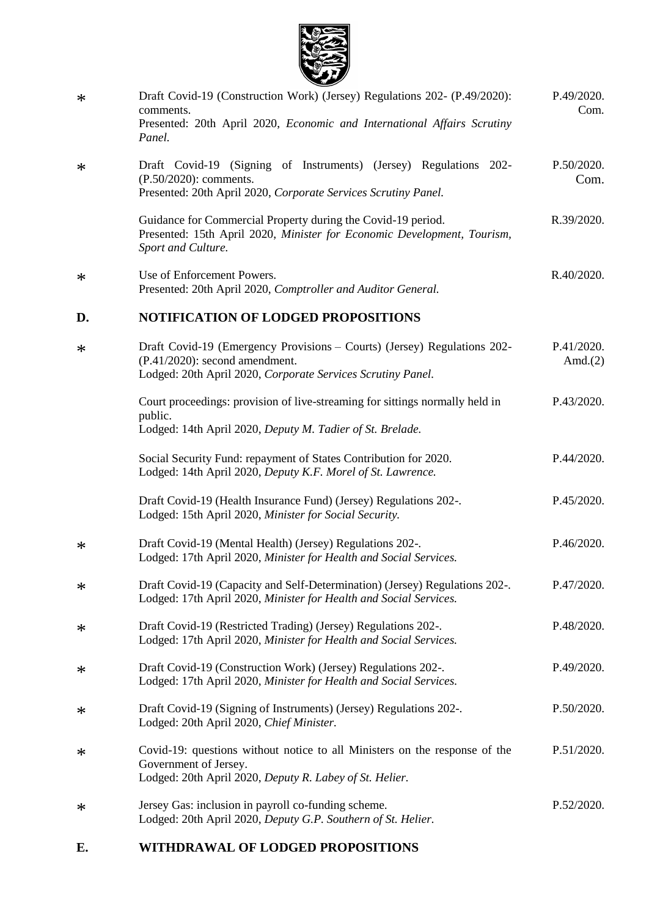| | | |
|---|---|---|
| * | Draft Covid-19 (Construction Work) (Jersey) Regulations 202- (P.49/2020): comments.<br>Presented: 20th April 2020, *Economic and International Affairs Scrutiny Panel.* | P.49/2020. Com. |
| * | Draft Covid-19 (Signing of Instruments) (Jersey) Regulations 202- (P.50/2020): comments.<br>Presented: 20th April 2020, *Corporate Services Scrutiny Panel.* | P.50/2020. Com. |
| | Guidance for Commercial Property during the Covid-19 period.<br>Presented: 15th April 2020, *Minister for Economic Development, Tourism, Sport and Culture.* | R.39/2020. |
| * | Use of Enforcement Powers.<br>Presented: 20th April 2020, *Comptroller and Auditor General.* | R.40/2020. |

## D. NOTIFICATION OF LODGED PROPOSITIONS

| | | |
|---|---|---|
| * | Draft Covid-19 (Emergency Provisions – Courts) (Jersey) Regulations 202- (P.41/2020): second amendment.<br>Lodged: 20th April 2020, *Corporate Services Scrutiny Panel.* | P.41/2020. Amd.(2) |
| | Court proceedings: provision of live-streaming for sittings normally held in public.<br>Lodged: 14th April 2020, *Deputy M. Tadier of St. Brelade.* | P.43/2020. |
| | Social Security Fund: repayment of States Contribution for 2020.<br>Lodged: 14th April 2020, *Deputy K.F. Morel of St. Lawrence.* | P.44/2020. |
| | Draft Covid-19 (Health Insurance Fund) (Jersey) Regulations 202-.<br>Lodged: 15th April 2020, *Minister for Social Security.* | P.45/2020. |
| * | Draft Covid-19 (Mental Health) (Jersey) Regulations 202-.<br>Lodged: 17th April 2020, *Minister for Health and Social Services.* | P.46/2020. |
| * | Draft Covid-19 (Capacity and Self-Determination) (Jersey) Regulations 202-.<br>Lodged: 17th April 2020, *Minister for Health and Social Services.* | P.47/2020. |
| * | Draft Covid-19 (Restricted Trading) (Jersey) Regulations 202-.<br>Lodged: 17th April 2020, *Minister for Health and Social Services.* | P.48/2020. |
| * | Draft Covid-19 (Construction Work) (Jersey) Regulations 202-.<br>Lodged: 17th April 2020, *Minister for Health and Social Services.* | P.49/2020. |
| * | Draft Covid-19 (Signing of Instruments) (Jersey) Regulations 202-.<br>Lodged: 20th April 2020, *Chief Minister.* | P.50/2020. |
| * | Covid-19: questions without notice to all Ministers on the response of the Government of Jersey.<br>Lodged: 20th April 2020, *Deputy R. Labey of St. Helier.* | P.51/2020. |
| * | Jersey Gas: inclusion in payroll co-funding scheme.<br>Lodged: 20th April 2020, *Deputy G.P. Southern of St. Helier.* | P.52/2020. |

## E. WITHDRAWAL OF LODGED PROPOSITIONS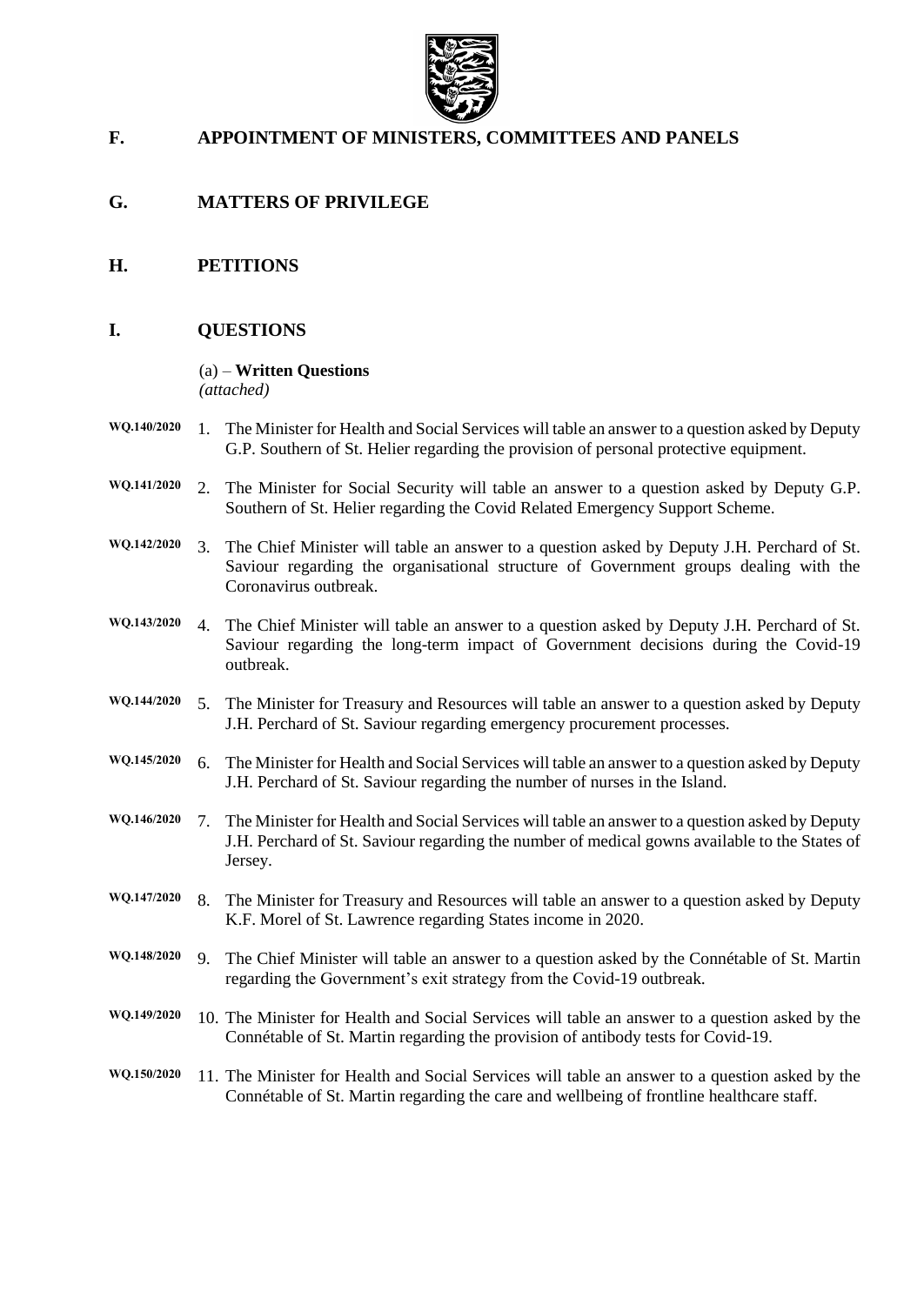## F. APPOINTMENT OF MINISTERS, COMMITTEES AND PANELS

## G. MATTERS OF PRIVILEGE

## H. PETITIONS

## I. QUESTIONS

(a) – **Written Questions**
*(attached)*

**WQ.140/2020** 1. The Minister for Health and Social Services will table an answer to a question asked by Deputy G.P. Southern of St. Helier regarding the provision of personal protective equipment.

**WQ.141/2020** 2. The Minister for Social Security will table an answer to a question asked by Deputy G.P. Southern of St. Helier regarding the Covid Related Emergency Support Scheme.

**WQ.142/2020** 3. The Chief Minister will table an answer to a question asked by Deputy J.H. Perchard of St. Saviour regarding the organisational structure of Government groups dealing with the Coronavirus outbreak.

**WQ.143/2020** 4. The Chief Minister will table an answer to a question asked by Deputy J.H. Perchard of St. Saviour regarding the long-term impact of Government decisions during the Covid-19 outbreak.

**WQ.144/2020** 5. The Minister for Treasury and Resources will table an answer to a question asked by Deputy J.H. Perchard of St. Saviour regarding emergency procurement processes.

**WQ.145/2020** 6. The Minister for Health and Social Services will table an answer to a question asked by Deputy J.H. Perchard of St. Saviour regarding the number of nurses in the Island.

**WQ.146/2020** 7. The Minister for Health and Social Services will table an answer to a question asked by Deputy J.H. Perchard of St. Saviour regarding the number of medical gowns available to the States of Jersey.

**WQ.147/2020** 8. The Minister for Treasury and Resources will table an answer to a question asked by Deputy K.F. Morel of St. Lawrence regarding States income in 2020.

**WQ.148/2020** 9. The Chief Minister will table an answer to a question asked by the Connétable of St. Martin regarding the Government's exit strategy from the Covid-19 outbreak.

**WQ.149/2020** 10. The Minister for Health and Social Services will table an answer to a question asked by the Connétable of St. Martin regarding the provision of antibody tests for Covid-19.

**WQ.150/2020** 11. The Minister for Health and Social Services will table an answer to a question asked by the Connétable of St. Martin regarding the care and wellbeing of frontline healthcare staff.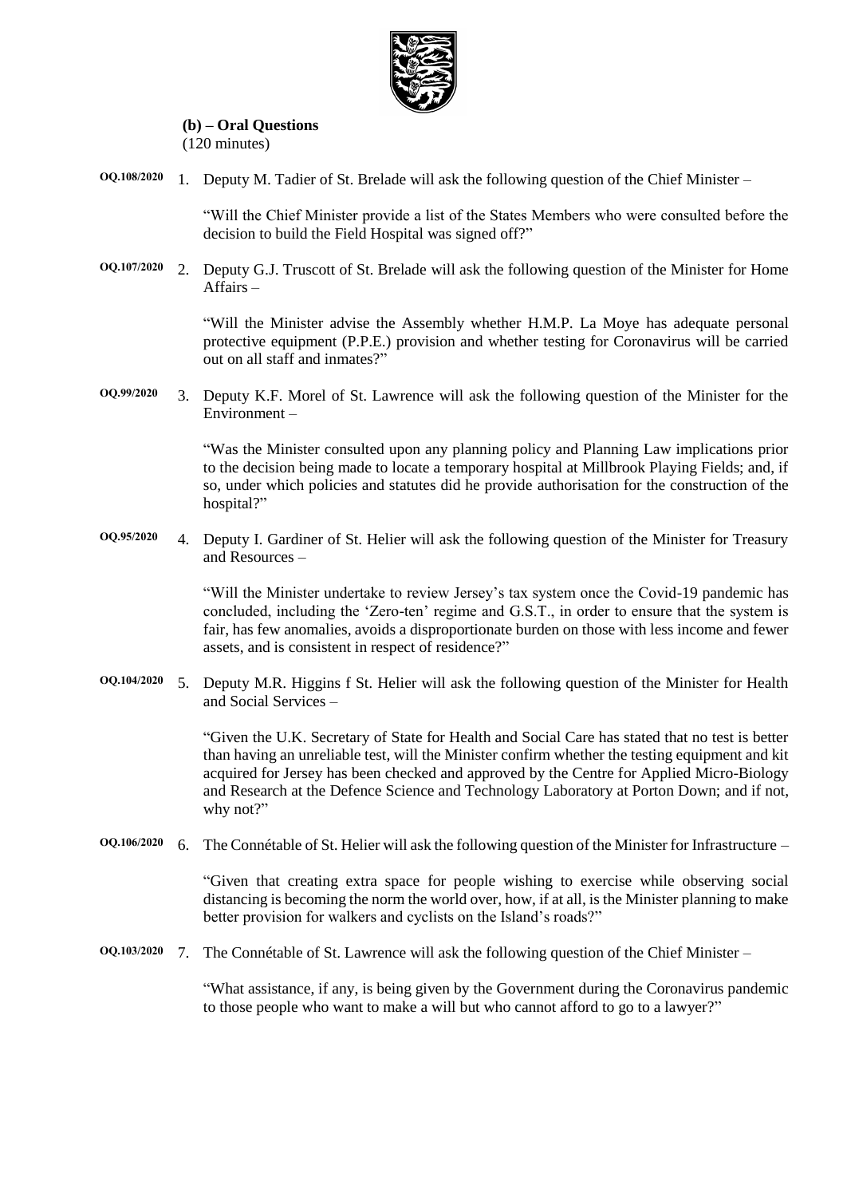**(b) – Oral Questions**
(120 minutes)

**OQ.108/2020** 1. Deputy M. Tadier of St. Brelade will ask the following question of the Chief Minister –

"Will the Chief Minister provide a list of the States Members who were consulted before the decision to build the Field Hospital was signed off?"

**OQ.107/2020** 2. Deputy G.J. Truscott of St. Brelade will ask the following question of the Minister for Home Affairs –

"Will the Minister advise the Assembly whether H.M.P. La Moye has adequate personal protective equipment (P.P.E.) provision and whether testing for Coronavirus will be carried out on all staff and inmates?"

**OQ.99/2020** 3. Deputy K.F. Morel of St. Lawrence will ask the following question of the Minister for the Environment –

"Was the Minister consulted upon any planning policy and Planning Law implications prior to the decision being made to locate a temporary hospital at Millbrook Playing Fields; and, if so, under which policies and statutes did he provide authorisation for the construction of the hospital?"

**OQ.95/2020** 4. Deputy I. Gardiner of St. Helier will ask the following question of the Minister for Treasury and Resources –

"Will the Minister undertake to review Jersey's tax system once the Covid-19 pandemic has concluded, including the 'Zero-ten' regime and G.S.T., in order to ensure that the system is fair, has few anomalies, avoids a disproportionate burden on those with less income and fewer assets, and is consistent in respect of residence?"

**OQ.104/2020** 5. Deputy M.R. Higgins f St. Helier will ask the following question of the Minister for Health and Social Services –

"Given the U.K. Secretary of State for Health and Social Care has stated that no test is better than having an unreliable test, will the Minister confirm whether the testing equipment and kit acquired for Jersey has been checked and approved by the Centre for Applied Micro-Biology and Research at the Defence Science and Technology Laboratory at Porton Down; and if not, why not?"

**OQ.106/2020** 6. The Connétable of St. Helier will ask the following question of the Minister for Infrastructure –

"Given that creating extra space for people wishing to exercise while observing social distancing is becoming the norm the world over, how, if at all, is the Minister planning to make better provision for walkers and cyclists on the Island's roads?"

**OQ.103/2020** 7. The Connétable of St. Lawrence will ask the following question of the Chief Minister –

"What assistance, if any, is being given by the Government during the Coronavirus pandemic to those people who want to make a will but who cannot afford to go to a lawyer?"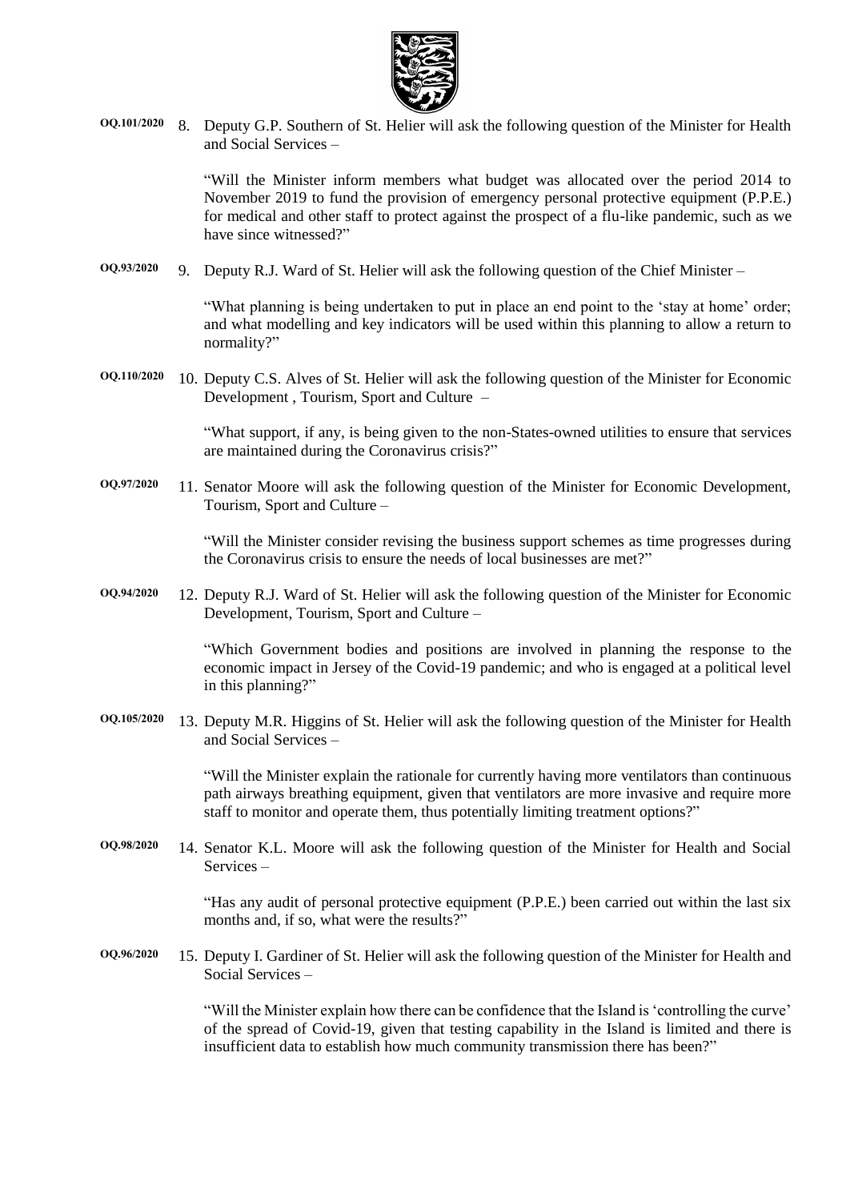**OQ.101/2020** 8. Deputy G.P. Southern of St. Helier will ask the following question of the Minister for Health and Social Services –

"Will the Minister inform members what budget was allocated over the period 2014 to November 2019 to fund the provision of emergency personal protective equipment (P.P.E.) for medical and other staff to protect against the prospect of a flu-like pandemic, such as we have since witnessed?"

**OQ.93/2020** 9. Deputy R.J. Ward of St. Helier will ask the following question of the Chief Minister –

"What planning is being undertaken to put in place an end point to the 'stay at home' order; and what modelling and key indicators will be used within this planning to allow a return to normality?"

**OQ.110/2020** 10. Deputy C.S. Alves of St. Helier will ask the following question of the Minister for Economic Development , Tourism, Sport and Culture –

"What support, if any, is being given to the non-States-owned utilities to ensure that services are maintained during the Coronavirus crisis?"

**OQ.97/2020** 11. Senator Moore will ask the following question of the Minister for Economic Development, Tourism, Sport and Culture –

"Will the Minister consider revising the business support schemes as time progresses during the Coronavirus crisis to ensure the needs of local businesses are met?"

**OQ.94/2020** 12. Deputy R.J. Ward of St. Helier will ask the following question of the Minister for Economic Development, Tourism, Sport and Culture –

"Which Government bodies and positions are involved in planning the response to the economic impact in Jersey of the Covid-19 pandemic; and who is engaged at a political level in this planning?"

**OQ.105/2020** 13. Deputy M.R. Higgins of St. Helier will ask the following question of the Minister for Health and Social Services –

"Will the Minister explain the rationale for currently having more ventilators than continuous path airways breathing equipment, given that ventilators are more invasive and require more staff to monitor and operate them, thus potentially limiting treatment options?"

**OQ.98/2020** 14. Senator K.L. Moore will ask the following question of the Minister for Health and Social Services –

"Has any audit of personal protective equipment (P.P.E.) been carried out within the last six months and, if so, what were the results?"

**OQ.96/2020** 15. Deputy I. Gardiner of St. Helier will ask the following question of the Minister for Health and Social Services –

"Will the Minister explain how there can be confidence that the Island is 'controlling the curve' of the spread of Covid-19, given that testing capability in the Island is limited and there is insufficient data to establish how much community transmission there has been?"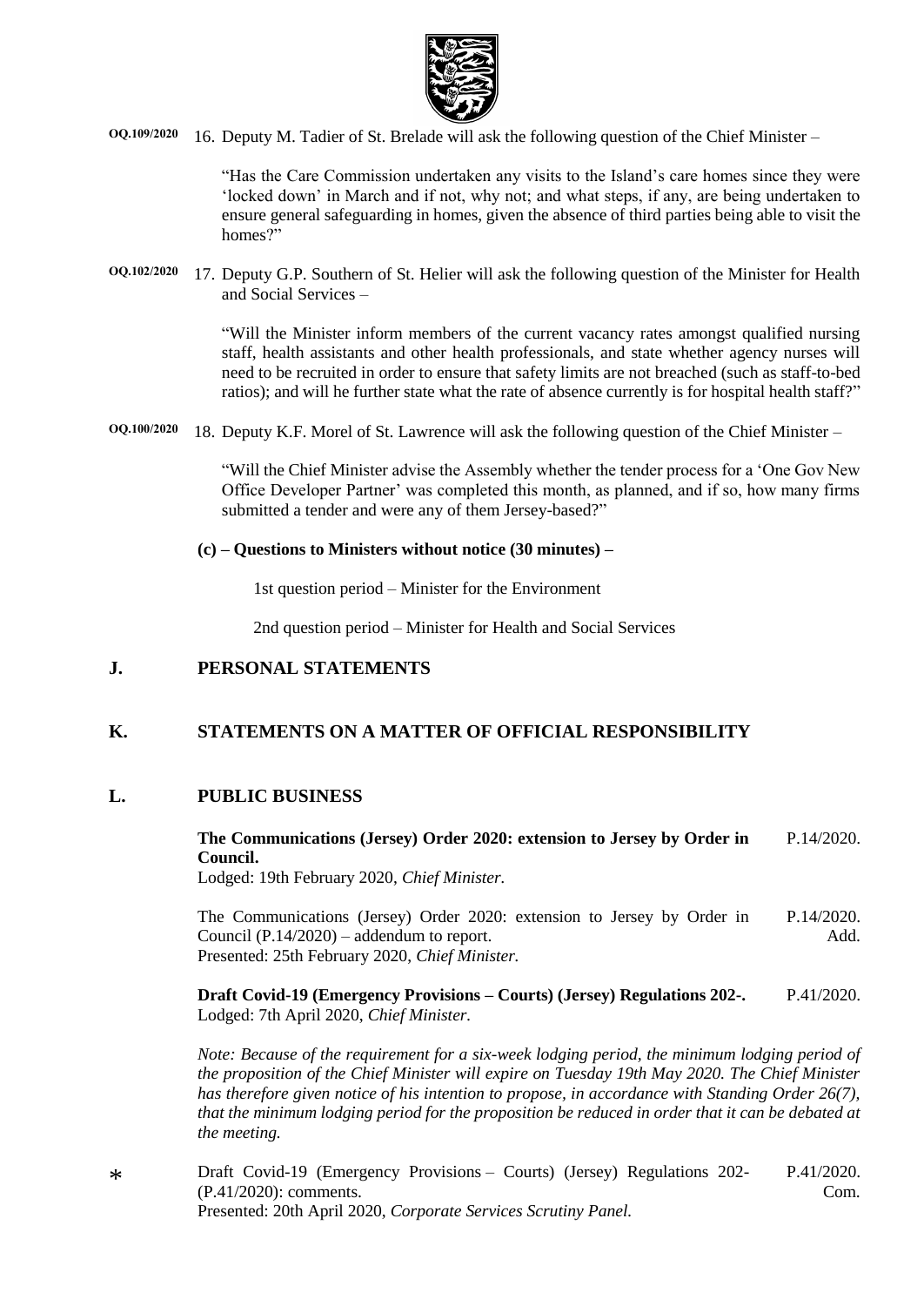OQ.109/2020 16. Deputy M. Tadier of St. Brelade will ask the following question of the Chief Minister –

"Has the Care Commission undertaken any visits to the Island's care homes since they were 'locked down' in March and if not, why not; and what steps, if any, are being undertaken to ensure general safeguarding in homes, given the absence of third parties being able to visit the homes?"

OQ.102/2020 17. Deputy G.P. Southern of St. Helier will ask the following question of the Minister for Health and Social Services –

"Will the Minister inform members of the current vacancy rates amongst qualified nursing staff, health assistants and other health professionals, and state whether agency nurses will need to be recruited in order to ensure that safety limits are not breached (such as staff-to-bed ratios); and will he further state what the rate of absence currently is for hospital health staff?"

OQ.100/2020 18. Deputy K.F. Morel of St. Lawrence will ask the following question of the Chief Minister –

"Will the Chief Minister advise the Assembly whether the tender process for a 'One Gov New Office Developer Partner' was completed this month, as planned, and if so, how many firms submitted a tender and were any of them Jersey-based?"

**(c) – Questions to Ministers without notice (30 minutes) –**

1st question period – Minister for the Environment

2nd question period – Minister for Health and Social Services

## J. PERSONAL STATEMENTS

## K. STATEMENTS ON A MATTER OF OFFICIAL RESPONSIBILITY

## L. PUBLIC BUSINESS

**The Communications (Jersey) Order 2020: extension to Jersey by Order in Council.** P.14/2020.
Lodged: 19th February 2020, *Chief Minister.*

The Communications (Jersey) Order 2020: extension to Jersey by Order in Council (P.14/2020) – addendum to report. P.14/2020. Add.
Presented: 25th February 2020, *Chief Minister.*

**Draft Covid-19 (Emergency Provisions – Courts) (Jersey) Regulations 202-.** P.41/2020.
Lodged: 7th April 2020, *Chief Minister.*

*Note: Because of the requirement for a six-week lodging period, the minimum lodging period of the proposition of the Chief Minister will expire on Tuesday 19th May 2020. The Chief Minister has therefore given notice of his intention to propose, in accordance with Standing Order 26(7), that the minimum lodging period for the proposition be reduced in order that it can be debated at the meeting.*

* Draft Covid-19 (Emergency Provisions – Courts) (Jersey) Regulations 202- (P.41/2020): comments. P.41/2020. Com.
Presented: 20th April 2020, *Corporate Services Scrutiny Panel.*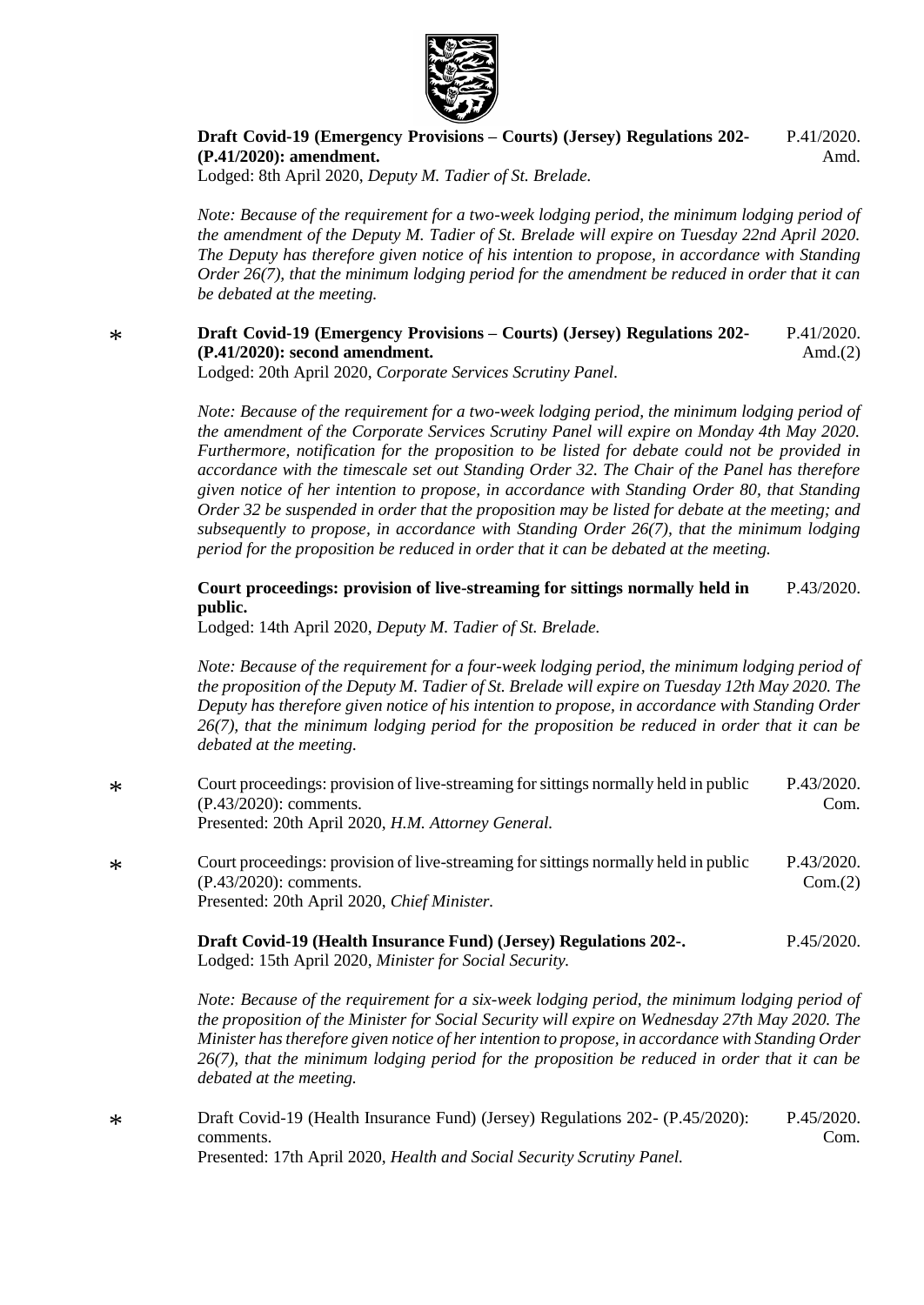**Draft Covid-19 (Emergency Provisions – Courts) (Jersey) Regulations 202- (P.41/2020): amendment.** P.41/2020. Amd.
Lodged: 8th April 2020, *Deputy M. Tadier of St. Brelade.*

*Note: Because of the requirement for a two-week lodging period, the minimum lodging period of the amendment of the Deputy M. Tadier of St. Brelade will expire on Tuesday 22nd April 2020. The Deputy has therefore given notice of his intention to propose, in accordance with Standing Order 26(7), that the minimum lodging period for the amendment be reduced in order that it can be debated at the meeting.*

\* **Draft Covid-19 (Emergency Provisions – Courts) (Jersey) Regulations 202- (P.41/2020): second amendment.** P.41/2020. Amd.(2)
Lodged: 20th April 2020, *Corporate Services Scrutiny Panel.*

*Note: Because of the requirement for a two-week lodging period, the minimum lodging period of the amendment of the Corporate Services Scrutiny Panel will expire on Monday 4th May 2020. Furthermore, notification for the proposition to be listed for debate could not be provided in accordance with the timescale set out Standing Order 32. The Chair of the Panel has therefore given notice of her intention to propose, in accordance with Standing Order 80, that Standing Order 32 be suspended in order that the proposition may be listed for debate at the meeting; and subsequently to propose, in accordance with Standing Order 26(7), that the minimum lodging period for the proposition be reduced in order that it can be debated at the meeting.*

**Court proceedings: provision of live-streaming for sittings normally held in public.** P.43/2020.
Lodged: 14th April 2020, *Deputy M. Tadier of St. Brelade.*

*Note: Because of the requirement for a four-week lodging period, the minimum lodging period of the proposition of the Deputy M. Tadier of St. Brelade will expire on Tuesday 12th May 2020. The Deputy has therefore given notice of his intention to propose, in accordance with Standing Order 26(7), that the minimum lodging period for the proposition be reduced in order that it can be debated at the meeting.*

\* Court proceedings: provision of live-streaming for sittings normally held in public (P.43/2020): comments. P.43/2020. Com.
Presented: 20th April 2020, *H.M. Attorney General.*

\* Court proceedings: provision of live-streaming for sittings normally held in public (P.43/2020): comments. P.43/2020. Com.(2)
Presented: 20th April 2020, *Chief Minister.*

**Draft Covid-19 (Health Insurance Fund) (Jersey) Regulations 202-.** P.45/2020.
Lodged: 15th April 2020, *Minister for Social Security.*

*Note: Because of the requirement for a six-week lodging period, the minimum lodging period of the proposition of the Minister for Social Security will expire on Wednesday 27th May 2020. The Minister has therefore given notice of her intention to propose, in accordance with Standing Order 26(7), that the minimum lodging period for the proposition be reduced in order that it can be debated at the meeting.*

\* Draft Covid-19 (Health Insurance Fund) (Jersey) Regulations 202- (P.45/2020): comments. P.45/2020. Com.
Presented: 17th April 2020, *Health and Social Security Scrutiny Panel.*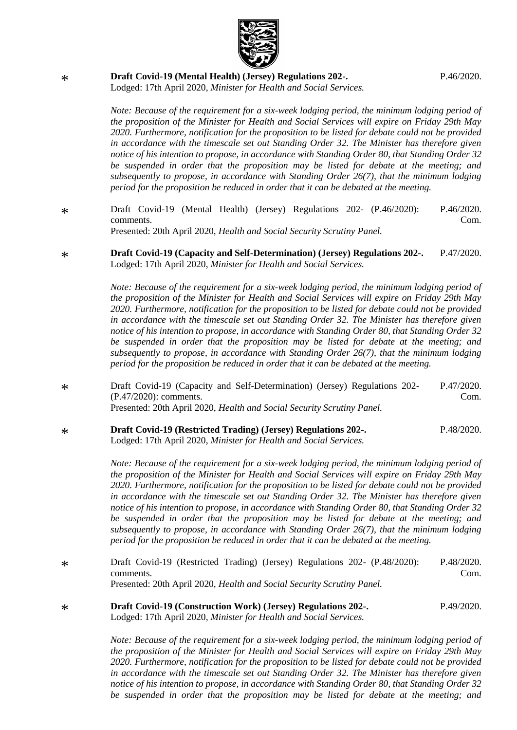\* **Draft Covid-19 (Mental Health) (Jersey) Regulations 202-.** P.46/2020.
Lodged: 17th April 2020, *Minister for Health and Social Services.*

*Note: Because of the requirement for a six-week lodging period, the minimum lodging period of the proposition of the Minister for Health and Social Services will expire on Friday 29th May 2020. Furthermore, notification for the proposition to be listed for debate could not be provided in accordance with the timescale set out Standing Order 32. The Minister has therefore given notice of his intention to propose, in accordance with Standing Order 80, that Standing Order 32 be suspended in order that the proposition may be listed for debate at the meeting; and subsequently to propose, in accordance with Standing Order 26(7), that the minimum lodging period for the proposition be reduced in order that it can be debated at the meeting.*

\* Draft Covid-19 (Mental Health) (Jersey) Regulations 202- (P.46/2020): comments. P.46/2020. Com.
Presented: 20th April 2020, *Health and Social Security Scrutiny Panel.*

\* **Draft Covid-19 (Capacity and Self-Determination) (Jersey) Regulations 202-.** P.47/2020.
Lodged: 17th April 2020, *Minister for Health and Social Services.*

*Note: Because of the requirement for a six-week lodging period, the minimum lodging period of the proposition of the Minister for Health and Social Services will expire on Friday 29th May 2020. Furthermore, notification for the proposition to be listed for debate could not be provided in accordance with the timescale set out Standing Order 32. The Minister has therefore given notice of his intention to propose, in accordance with Standing Order 80, that Standing Order 32 be suspended in order that the proposition may be listed for debate at the meeting; and subsequently to propose, in accordance with Standing Order 26(7), that the minimum lodging period for the proposition be reduced in order that it can be debated at the meeting.*

\* Draft Covid-19 (Capacity and Self-Determination) (Jersey) Regulations 202- (P.47/2020): comments. P.47/2020. Com.
Presented: 20th April 2020, *Health and Social Security Scrutiny Panel.*

\* **Draft Covid-19 (Restricted Trading) (Jersey) Regulations 202-.** P.48/2020.
Lodged: 17th April 2020, *Minister for Health and Social Services.*

*Note: Because of the requirement for a six-week lodging period, the minimum lodging period of the proposition of the Minister for Health and Social Services will expire on Friday 29th May 2020. Furthermore, notification for the proposition to be listed for debate could not be provided in accordance with the timescale set out Standing Order 32. The Minister has therefore given notice of his intention to propose, in accordance with Standing Order 80, that Standing Order 32 be suspended in order that the proposition may be listed for debate at the meeting; and subsequently to propose, in accordance with Standing Order 26(7), that the minimum lodging period for the proposition be reduced in order that it can be debated at the meeting.*

\* Draft Covid-19 (Restricted Trading) (Jersey) Regulations 202- (P.48/2020): comments. P.48/2020. Com.
Presented: 20th April 2020, *Health and Social Security Scrutiny Panel.*

\* **Draft Covid-19 (Construction Work) (Jersey) Regulations 202-.** P.49/2020.
Lodged: 17th April 2020, *Minister for Health and Social Services.*

*Note: Because of the requirement for a six-week lodging period, the minimum lodging period of the proposition of the Minister for Health and Social Services will expire on Friday 29th May 2020. Furthermore, notification for the proposition to be listed for debate could not be provided in accordance with the timescale set out Standing Order 32. The Minister has therefore given notice of his intention to propose, in accordance with Standing Order 80, that Standing Order 32 be suspended in order that the proposition may be listed for debate at the meeting; and*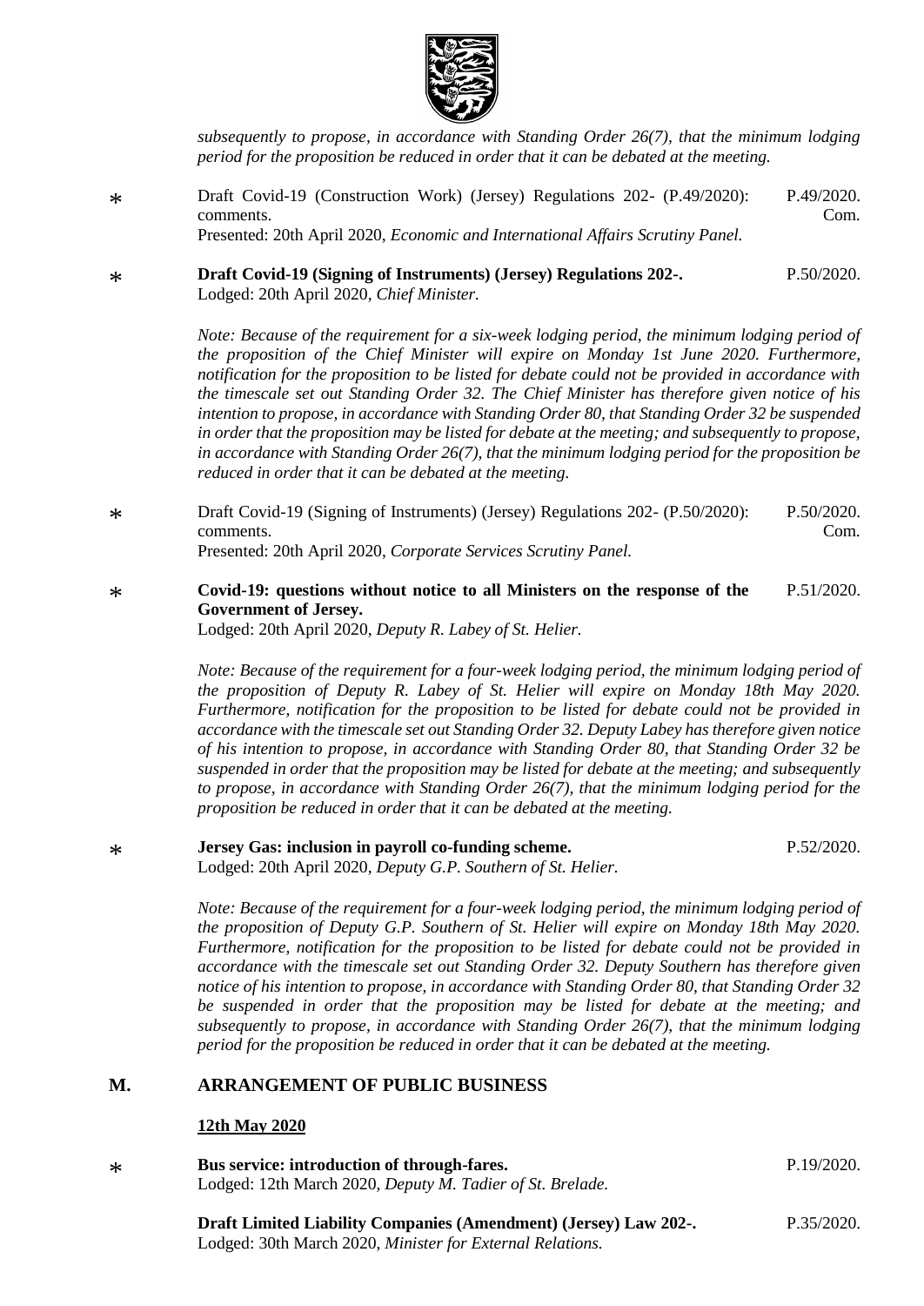*subsequently to propose, in accordance with Standing Order 26(7), that the minimum lodging period for the proposition be reduced in order that it can be debated at the meeting.*

\* Draft Covid-19 (Construction Work) (Jersey) Regulations 202- (P.49/2020): comments. — P.49/2020. Com.
Presented: 20th April 2020, *Economic and International Affairs Scrutiny Panel.*

\* **Draft Covid-19 (Signing of Instruments) (Jersey) Regulations 202-.** — P.50/2020.
Lodged: 20th April 2020, *Chief Minister.*

*Note: Because of the requirement for a six-week lodging period, the minimum lodging period of the proposition of the Chief Minister will expire on Monday 1st June 2020. Furthermore, notification for the proposition to be listed for debate could not be provided in accordance with the timescale set out Standing Order 32. The Chief Minister has therefore given notice of his intention to propose, in accordance with Standing Order 80, that Standing Order 32 be suspended in order that the proposition may be listed for debate at the meeting; and subsequently to propose, in accordance with Standing Order 26(7), that the minimum lodging period for the proposition be reduced in order that it can be debated at the meeting.*

\* Draft Covid-19 (Signing of Instruments) (Jersey) Regulations 202- (P.50/2020): comments. — P.50/2020. Com.
Presented: 20th April 2020, *Corporate Services Scrutiny Panel.*

\* **Covid-19: questions without notice to all Ministers on the response of the Government of Jersey.** — P.51/2020.
Lodged: 20th April 2020, *Deputy R. Labey of St. Helier.*

*Note: Because of the requirement for a four-week lodging period, the minimum lodging period of the proposition of Deputy R. Labey of St. Helier will expire on Monday 18th May 2020. Furthermore, notification for the proposition to be listed for debate could not be provided in accordance with the timescale set out Standing Order 32. Deputy Labey has therefore given notice of his intention to propose, in accordance with Standing Order 80, that Standing Order 32 be suspended in order that the proposition may be listed for debate at the meeting; and subsequently to propose, in accordance with Standing Order 26(7), that the minimum lodging period for the proposition be reduced in order that it can be debated at the meeting.*

\* **Jersey Gas: inclusion in payroll co-funding scheme.** — P.52/2020.
Lodged: 20th April 2020, *Deputy G.P. Southern of St. Helier.*

*Note: Because of the requirement for a four-week lodging period, the minimum lodging period of the proposition of Deputy G.P. Southern of St. Helier will expire on Monday 18th May 2020. Furthermore, notification for the proposition to be listed for debate could not be provided in accordance with the timescale set out Standing Order 32. Deputy Southern has therefore given notice of his intention to propose, in accordance with Standing Order 80, that Standing Order 32 be suspended in order that the proposition may be listed for debate at the meeting; and subsequently to propose, in accordance with Standing Order 26(7), that the minimum lodging period for the proposition be reduced in order that it can be debated at the meeting.*

## M. ARRANGEMENT OF PUBLIC BUSINESS

**12th May 2020**

\* **Bus service: introduction of through-fares.** — P.19/2020.
Lodged: 12th March 2020, *Deputy M. Tadier of St. Brelade.*

**Draft Limited Liability Companies (Amendment) (Jersey) Law 202-.** — P.35/2020.
Lodged: 30th March 2020, *Minister for External Relations.*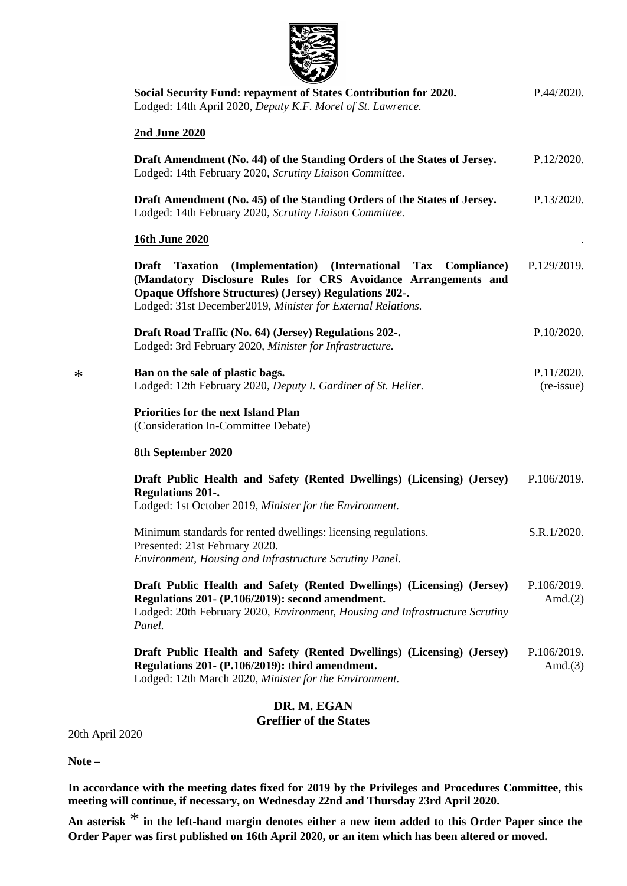**Social Security Fund: repayment of States Contribution for 2020.** P.44/2020.
Lodged: 14th April 2020, *Deputy K.F. Morel of St. Lawrence.*

**2nd June 2020**

**Draft Amendment (No. 44) of the Standing Orders of the States of Jersey.** P.12/2020.
Lodged: 14th February 2020, *Scrutiny Liaison Committee.*

**Draft Amendment (No. 45) of the Standing Orders of the States of Jersey.** P.13/2020.
Lodged: 14th February 2020, *Scrutiny Liaison Committee.*

**16th June 2020**

**Draft Taxation (Implementation) (International Tax Compliance) (Mandatory Disclosure Rules for CRS Avoidance Arrangements and Opaque Offshore Structures) (Jersey) Regulations 202-.** P.129/2019.
Lodged: 31st December2019, *Minister for External Relations.*

**Draft Road Traffic (No. 64) (Jersey) Regulations 202-.** P.10/2020.
Lodged: 3rd February 2020, *Minister for Infrastructure.*

\* **Ban on the sale of plastic bags.** P.11/2020. (re-issue)
Lodged: 12th February 2020, *Deputy I. Gardiner of St. Helier.*

**Priorities for the next Island Plan**
(Consideration In-Committee Debate)

**8th September 2020**

**Draft Public Health and Safety (Rented Dwellings) (Licensing) (Jersey) Regulations 201-.** P.106/2019.
Lodged: 1st October 2019, *Minister for the Environment.*

Minimum standards for rented dwellings: licensing regulations. S.R.1/2020.
Presented: 21st February 2020.
*Environment, Housing and Infrastructure Scrutiny Panel.*

**Draft Public Health and Safety (Rented Dwellings) (Licensing) (Jersey) Regulations 201- (P.106/2019): second amendment.** P.106/2019. Amd.(2)
Lodged: 20th February 2020, *Environment, Housing and Infrastructure Scrutiny Panel.*

**Draft Public Health and Safety (Rented Dwellings) (Licensing) (Jersey) Regulations 201- (P.106/2019): third amendment.** P.106/2019. Amd.(3)
Lodged: 12th March 2020, *Minister for the Environment.*

**DR. M. EGAN**
**Greffier of the States**

20th April 2020

**Note –**

**In accordance with the meeting dates fixed for 2019 by the Privileges and Procedures Committee, this meeting will continue, if necessary, on Wednesday 22nd and Thursday 23rd April 2020.**

**An asterisk \* in the left-hand margin denotes either a new item added to this Order Paper since the Order Paper was first published on 16th April 2020, or an item which has been altered or moved.**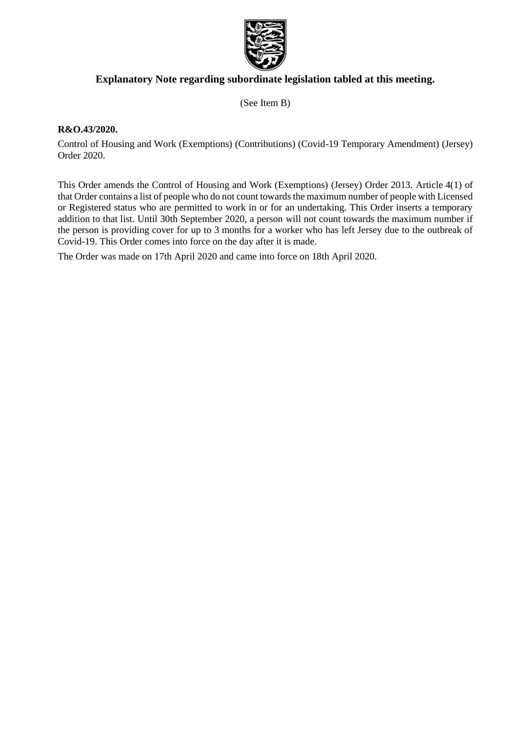## Explanatory Note regarding subordinate legislation tabled at this meeting.

(See Item B)

**R&O.43/2020.**

Control of Housing and Work (Exemptions) (Contributions) (Covid-19 Temporary Amendment) (Jersey) Order 2020.

This Order amends the Control of Housing and Work (Exemptions) (Jersey) Order 2013. Article 4(1) of that Order contains a list of people who do not count towards the maximum number of people with Licensed or Registered status who are permitted to work in or for an undertaking. This Order inserts a temporary addition to that list. Until 30th September 2020, a person will not count towards the maximum number if the person is providing cover for up to 3 months for a worker who has left Jersey due to the outbreak of Covid-19. This Order comes into force on the day after it is made.

The Order was made on 17th April 2020 and came into force on 18th April 2020.